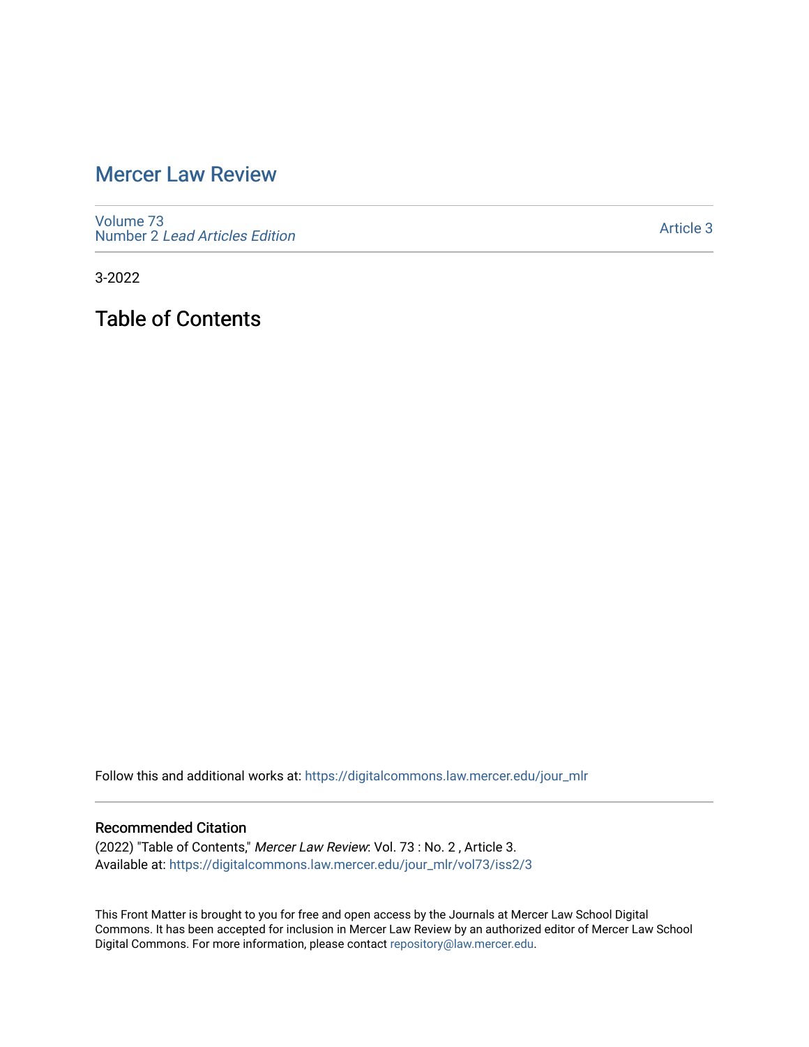# Mercer Law Review

Volume 73
Number 2 *Lead Articles Edition*

Article 3

3-2022

## Table of Contents

Follow this and additional works at: https://digitalcommons.law.mercer.edu/jour_mlr

### Recommended Citation

(2022) "Table of Contents," *Mercer Law Review*: Vol. 73 : No. 2 , Article 3.
Available at: https://digitalcommons.law.mercer.edu/jour_mlr/vol73/iss2/3

This Front Matter is brought to you for free and open access by the Journals at Mercer Law School Digital Commons. It has been accepted for inclusion in Mercer Law Review by an authorized editor of Mercer Law School Digital Commons. For more information, please contact repository@law.mercer.edu.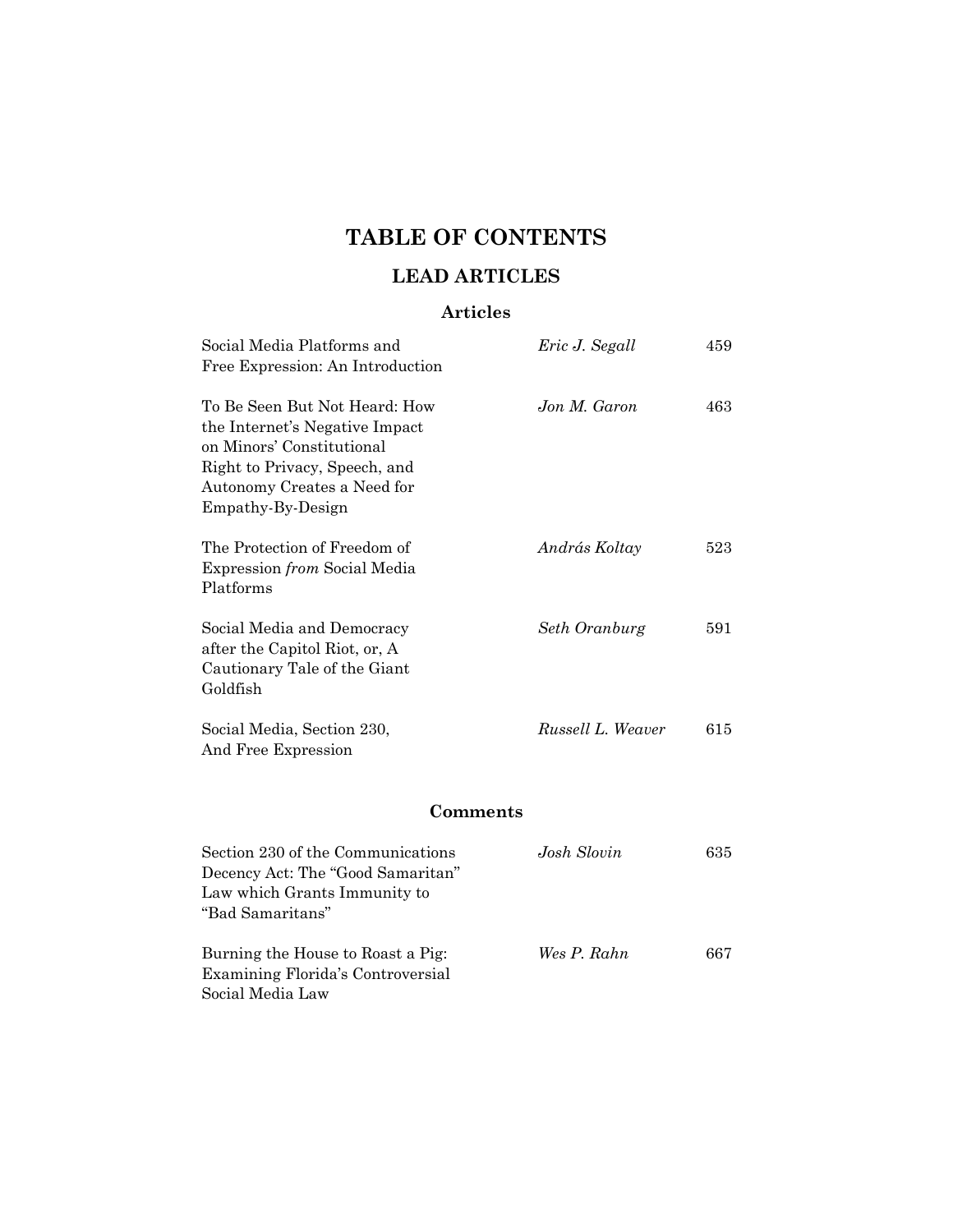# TABLE OF CONTENTS

## LEAD ARTICLES

### Articles

| | | |
|---|---|---|
| Social Media Platforms and Free Expression: An Introduction | *Eric J. Segall* | 459 |
| To Be Seen But Not Heard: How the Internet's Negative Impact on Minors' Constitutional Right to Privacy, Speech, and Autonomy Creates a Need for Empathy-By-Design | *Jon M. Garon* | 463 |
| The Protection of Freedom of Expression *from* Social Media Platforms | *András Koltay* | 523 |
| Social Media and Democracy after the Capitol Riot, or, A Cautionary Tale of the Giant Goldfish | *Seth Oranburg* | 591 |
| Social Media, Section 230, And Free Expression | *Russell L. Weaver* | 615 |

### Comments

| | | |
|---|---|---|
| Section 230 of the Communications Decency Act: The "Good Samaritan" Law which Grants Immunity to "Bad Samaritans" | *Josh Slovin* | 635 |
| Burning the House to Roast a Pig: Examining Florida's Controversial Social Media Law | *Wes P. Rahn* | 667 |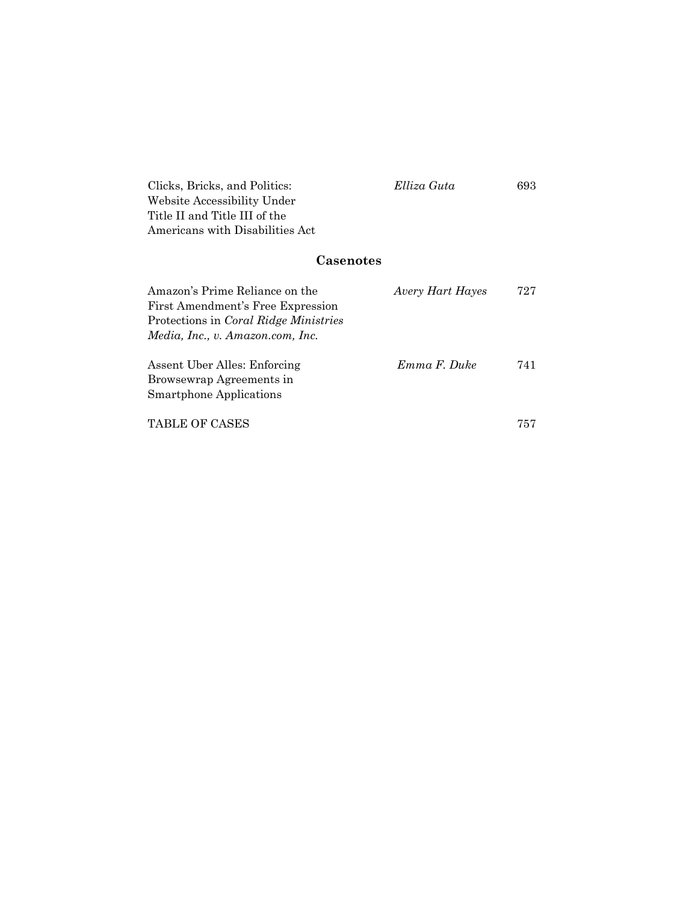| | | |
|---|---|---|
| Clicks, Bricks, and Politics: Website Accessibility Under Title II and Title III of the Americans with Disabilities Act | *Elliza Guta* | 693 |

## Casenotes

| | | |
|---|---|---|
| Amazon's Prime Reliance on the First Amendment's Free Expression Protections in *Coral Ridge Ministries Media, Inc., v. Amazon.com, Inc.* | *Avery Hart Hayes* | 727 |
| Assent Uber Alles: Enforcing Browsewrap Agreements in Smartphone Applications | *Emma F. Duke* | 741 |
| TABLE OF CASES | | 757 |